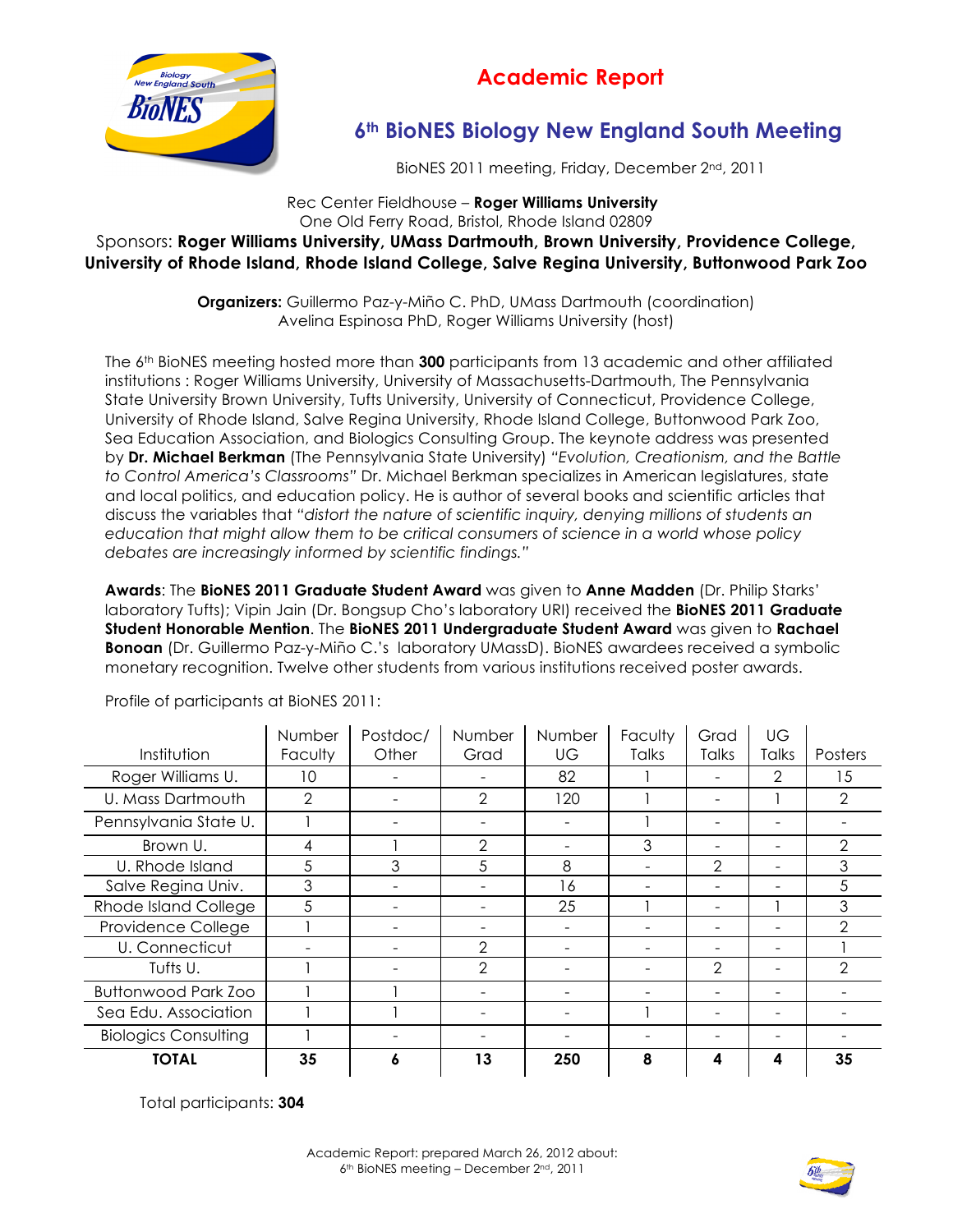# Academic Report

## 6th BioNES Biology New England South Meeting

BioNES 2011 meeting, Friday, December 2nd, 2011

Rec Center Fieldhouse – **Roger Williams University**
One Old Ferry Road, Bristol, Rhode Island 02809
Sponsors: **Roger Williams University, UMass Dartmouth, Brown University, Providence College, University of Rhode Island, Rhode Island College, Salve Regina University, Buttonwood Park Zoo**

**Organizers:** Guillermo Paz-y-Miño C. PhD, UMass Dartmouth (coordination)
Avelina Espinosa PhD, Roger Williams University (host)

The 6th BioNES meeting hosted more than **300** participants from 13 academic and other affiliated institutions : Roger Williams University, University of Massachusetts-Dartmouth, The Pennsylvania State University Brown University, Tufts University, University of Connecticut, Providence College, University of Rhode Island, Salve Regina University, Rhode Island College, Buttonwood Park Zoo, Sea Education Association, and Biologics Consulting Group. The keynote address was presented by **Dr. Michael Berkman** (The Pennsylvania State University) *"Evolution, Creationism, and the Battle to Control America's Classrooms"* Dr. Michael Berkman specializes in American legislatures, state and local politics, and education policy. He is author of several books and scientific articles that discuss the variables that *"distort the nature of scientific inquiry, denying millions of students an education that might allow them to be critical consumers of science in a world whose policy debates are increasingly informed by scientific findings."*

**Awards**: The **BioNES 2011 Graduate Student Award** was given to **Anne Madden** (Dr. Philip Starks' laboratory Tufts); Vipin Jain (Dr. Bongsup Cho's laboratory URI) received the **BioNES 2011 Graduate Student Honorable Mention**. The **BioNES 2011 Undergraduate Student Award** was given to **Rachael Bonoan** (Dr. Guillermo Paz-y-Miño C.'s laboratory UMassD). BioNES awardees received a symbolic monetary recognition. Twelve other students from various institutions received poster awards.

Profile of participants at BioNES 2011:

| Institution | Number Faculty | Postdoc/ Other | Number Grad | Number UG | Faculty Talks | Grad Talks | UG Talks | Posters |
|---|---|---|---|---|---|---|---|---|
| Roger Williams U. | 10 | - | - | 82 | 1 | - | 2 | 15 |
| U. Mass Dartmouth | 2 | - | 2 | 120 | 1 | - | 1 | 2 |
| Pennsylvania State U. | 1 | - | - | - | 1 | - | - | - |
| Brown U. | 4 | 1 | 2 | - | 3 | - | - | 2 |
| U. Rhode Island | 5 | 3 | 5 | 8 | - | 2 | - | 3 |
| Salve Regina Univ. | 3 | - | - | 16 | - | - | - | 5 |
| Rhode Island College | 5 | - | - | 25 | 1 | - | 1 | 3 |
| Providence College | 1 | - | - | - | - | - | - | 2 |
| U. Connecticut | - | - | 2 | - | - | - | - | 1 |
| Tufts U. | 1 | - | 2 | - | - | 2 | - | 2 |
| Buttonwood Park Zoo | 1 | 1 | - | - | - | - | - | - |
| Sea Edu. Association | 1 | 1 | - | - | 1 | - | - | - |
| Biologics Consulting | 1 | - | - | - | - | - | - | - |
| **TOTAL** | **35** | **6** | **13** | **250** | **8** | **4** | **4** | **35** |

Total participants: **304**

Academic Report: prepared March 26, 2012 about:
6th BioNES meeting – December 2nd, 2011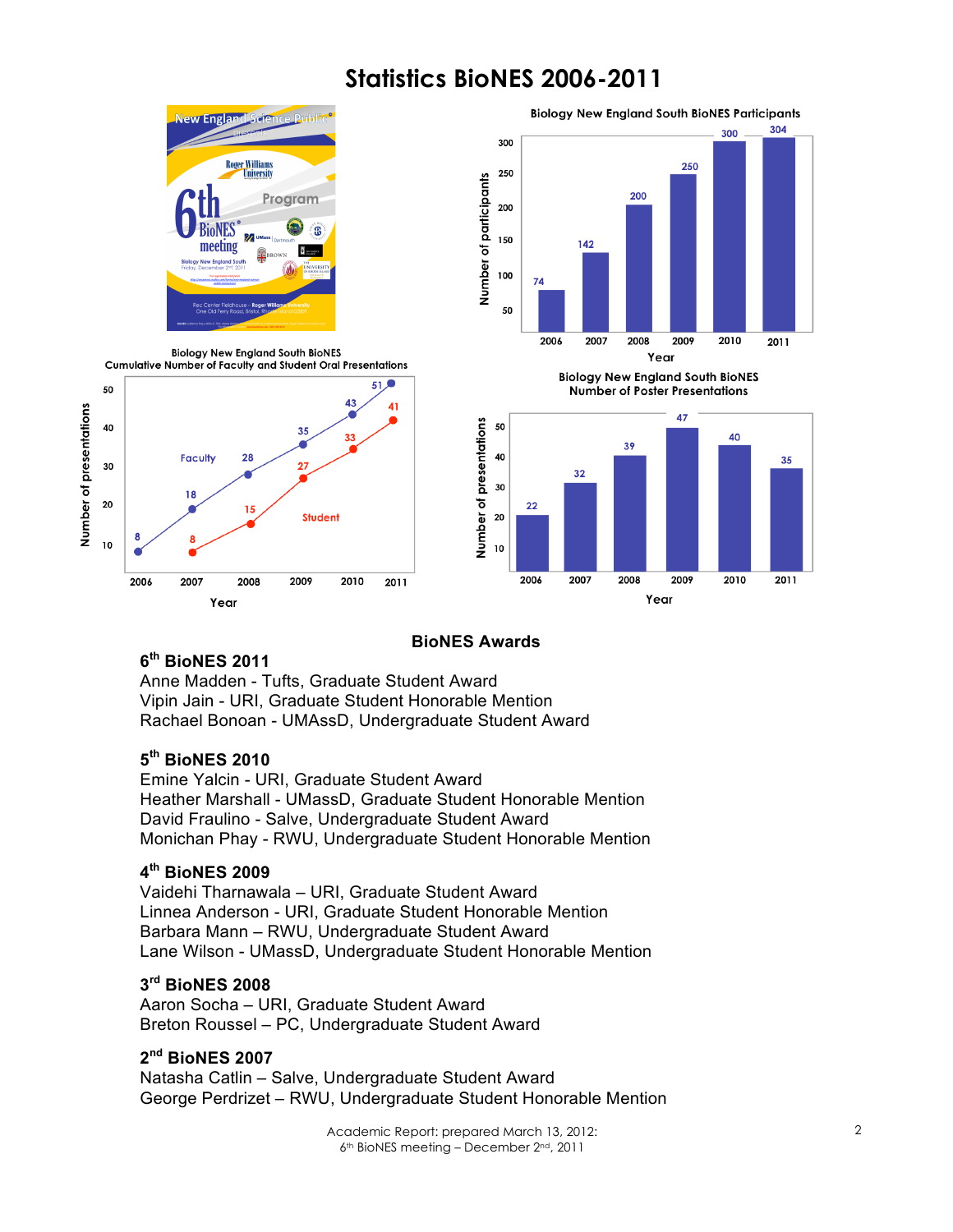# Statistics BioNES 2006-2011

New England Science Public
Roger Williams University
6th BioNES meeting
Program
Biology New England South
Friday, December 2nd, 2011
Rec Center Fieldhouse - Roger Williams University
One Old Ferry Road, Bristol, Rhode Island 02809

Biology New England South BioNES Participants

Number of participants

300
250
200
150
100
50

74
142
200
250
300
304

2006
2007
2008
2009
2010
2011

Year

Biology New England South BioNES
Cumulative Number of Faculty and Student Oral Presentations

Number of presentations

50
40
30
20
10

Faculty
8
18
28
35
43
51

Student
8
15
27
33
41

2006
2007
2008
2009
2010
2011

Year

Biology New England South BioNES
Number of Poster Presentations

Number of presentations

50
40
30
20
10

22
32
39
47
40
35

2006
2007
2008
2009
2010
2011

Year

## BioNES Awards

### 6th BioNES 2011

Anne Madden - Tufts, Graduate Student Award
Vipin Jain - URI, Graduate Student Honorable Mention
Rachael Bonoan - UMAssD, Undergraduate Student Award

### 5th BioNES 2010

Emine Yalcin - URI, Graduate Student Award
Heather Marshall - UMassD, Graduate Student Honorable Mention
David Fraulino - Salve, Undergraduate Student Award
Monichan Phay - RWU, Undergraduate Student Honorable Mention

### 4th BioNES 2009

Vaidehi Tharnawala – URI, Graduate Student Award
Linnea Anderson - URI, Graduate Student Honorable Mention
Barbara Mann – RWU, Undergraduate Student Award
Lane Wilson - UMassD, Undergraduate Student Honorable Mention

### 3rd BioNES 2008

Aaron Socha – URI, Graduate Student Award
Breton Roussel – PC, Undergraduate Student Award

### 2nd BioNES 2007

Natasha Catlin – Salve, Undergraduate Student Award
George Perdrizet – RWU, Undergraduate Student Honorable Mention